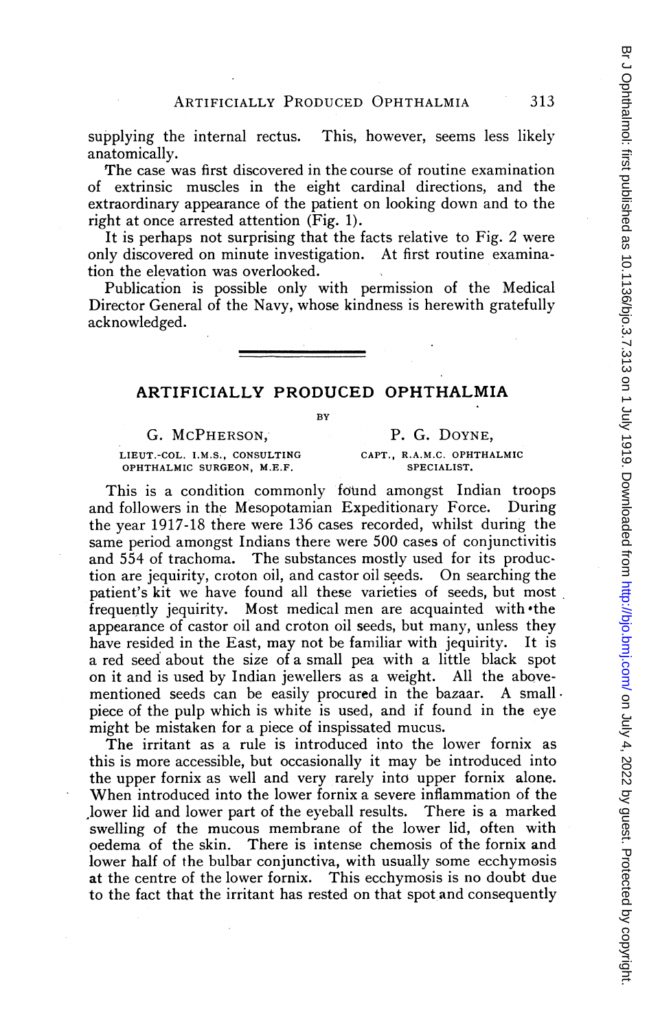supplying the internal rectus. This, however, seems less likely anatomically.

The case was first discovered in the course of routine examination of extrinsic muscles in the eight cardinal directions, and the extraordinary appearance of the patient on looking down and to the right at once arrested attention (Fig. 1).

It is perhaps not surprising that the facts relative to Fig. 2 were only discovered on minute investigation. At first routine examination the elevation was overlooked.

Publication is possible only with permission of the Medical Director General of the Navy, whose kindness is herewith gratefully acknowledged.

---

# ARTIFICIALLY PRODUCED OPHTHALMIA

BY

G. McPHERSON,
LIEUT.-COL. I.M.S., CONSULTING OPHTHALMIC SURGEON, M.E.F.

P. G. DOYNE,
CAPT., R.A.M.C. OPHTHALMIC SPECIALIST.

This is a condition commonly found amongst Indian troops and followers in the Mesopotamian Expeditionary Force. During the year 1917-18 there were 136 cases recorded, whilst during the same period amongst Indians there were 500 cases of conjunctivitis and 554 of trachoma. The substances mostly used for its production are jequirity, croton oil, and castor oil seeds. On searching the patient's kit we have found all these varieties of seeds, but most frequently jequirity. Most medical men are acquainted with the appearance of castor oil and croton oil seeds, but many, unless they have resided in the East, may not be familiar with jequirity. It is a red seed about the size of a small pea with a little black spot on it and is used by Indian jewellers as a weight. All the above-mentioned seeds can be easily procured in the bazaar. A small piece of the pulp which is white is used, and if found in the eye might be mistaken for a piece of inspissated mucus.

The irritant as a rule is introduced into the lower fornix as this is more accessible, but occasionally it may be introduced into the upper fornix as well and very rarely into upper fornix alone. When introduced into the lower fornix a severe inflammation of the lower lid and lower part of the eyeball results. There is a marked swelling of the mucous membrane of the lower lid, often with oedema of the skin. There is intense chemosis of the fornix and lower half of the bulbar conjunctiva, with usually some ecchymosis at the centre of the lower fornix. This ecchymosis is no doubt due to the fact that the irritant has rested on that spot and consequently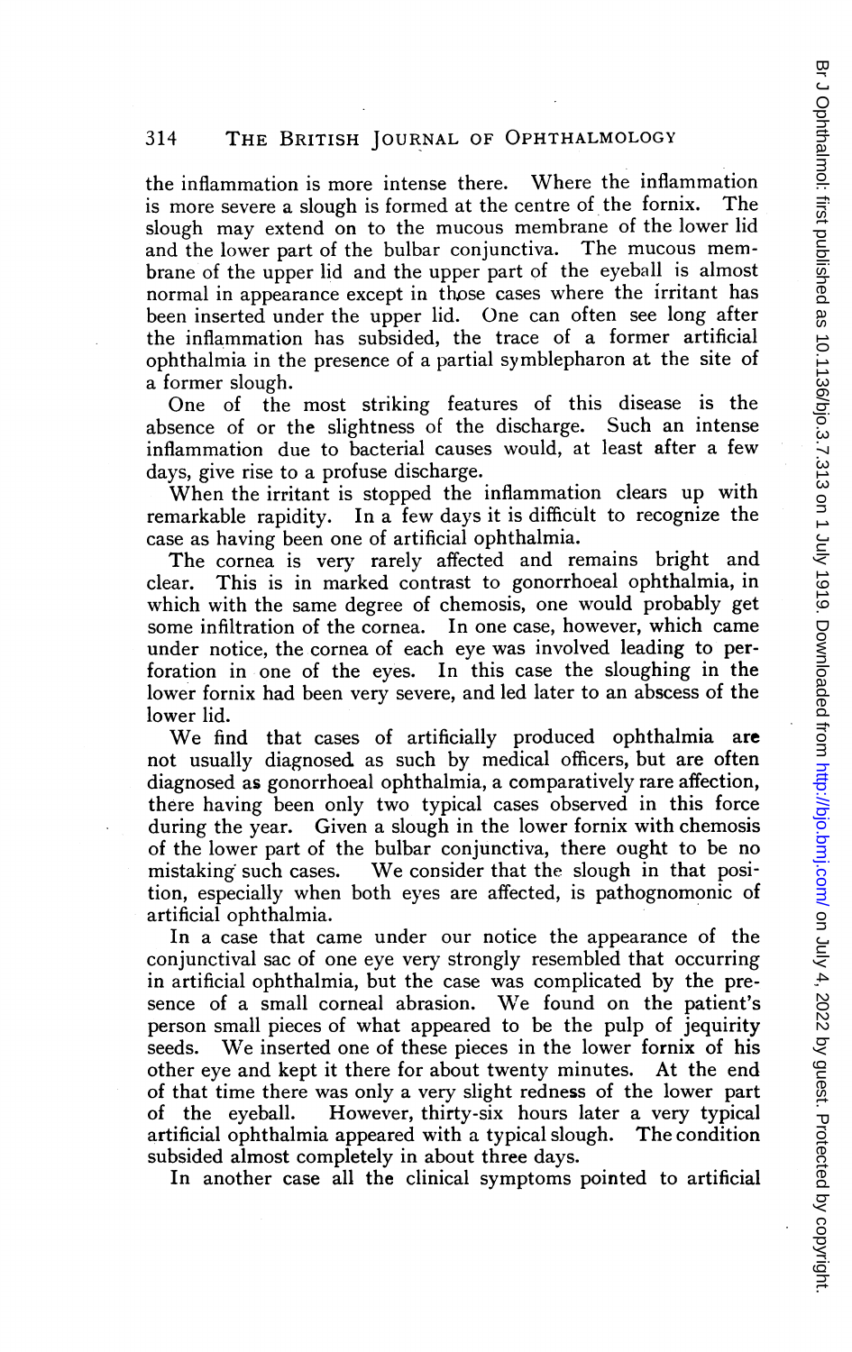the inflammation is more intense there. Where the inflammation is more severe a slough is formed at the centre of the fornix. The slough may extend on to the mucous membrane of the lower lid and the lower part of the bulbar conjunctiva. The mucous membrane of the upper lid and the upper part of the eyeball is almost normal in appearance except in those cases where the irritant has been inserted under the upper lid. One can often see long after the inflammation has subsided, the trace of a former artificial ophthalmia in the presence of a partial symblepharon at the site of a former slough.

One of the most striking features of this disease is the absence of or the slightness of the discharge. Such an intense inflammation due to bacterial causes would, at least after a few days, give rise to a profuse discharge.

When the irritant is stopped the inflammation clears up with remarkable rapidity. In a few days it is difficult to recognize the case as having been one of artificial ophthalmia.

The cornea is very rarely affected and remains bright and clear. This is in marked contrast to gonorrhoeal ophthalmia, in which with the same degree of chemosis, one would probably get some infiltration of the cornea. In one case, however, which came under notice, the cornea of each eye was involved leading to perforation in one of the eyes. In this case the sloughing in the lower fornix had been very severe, and led later to an abscess of the lower lid.

We find that cases of artificially produced ophthalmia are not usually diagnosed as such by medical officers, but are often diagnosed as gonorrhoeal ophthalmia, a comparatively rare affection, there having been only two typical cases observed in this force during the year. Given a slough in the lower fornix with chemosis of the lower part of the bulbar conjunctiva, there ought to be no mistaking such cases. We consider that the slough in that position, especially when both eyes are affected, is pathognomonic of artificial ophthalmia.

In a case that came under our notice the appearance of the conjunctival sac of one eye very strongly resembled that occurring in artificial ophthalmia, but the case was complicated by the presence of a small corneal abrasion. We found on the patient's person small pieces of what appeared to be the pulp of jequirity seeds. We inserted one of these pieces in the lower fornix of his other eye and kept it there for about twenty minutes. At the end of that time there was only a very slight redness of the lower part of the eyeball. However, thirty-six hours later a very typical artificial ophthalmia appeared with a typical slough. The condition subsided almost completely in about three days.

In another case all the clinical symptoms pointed to artificial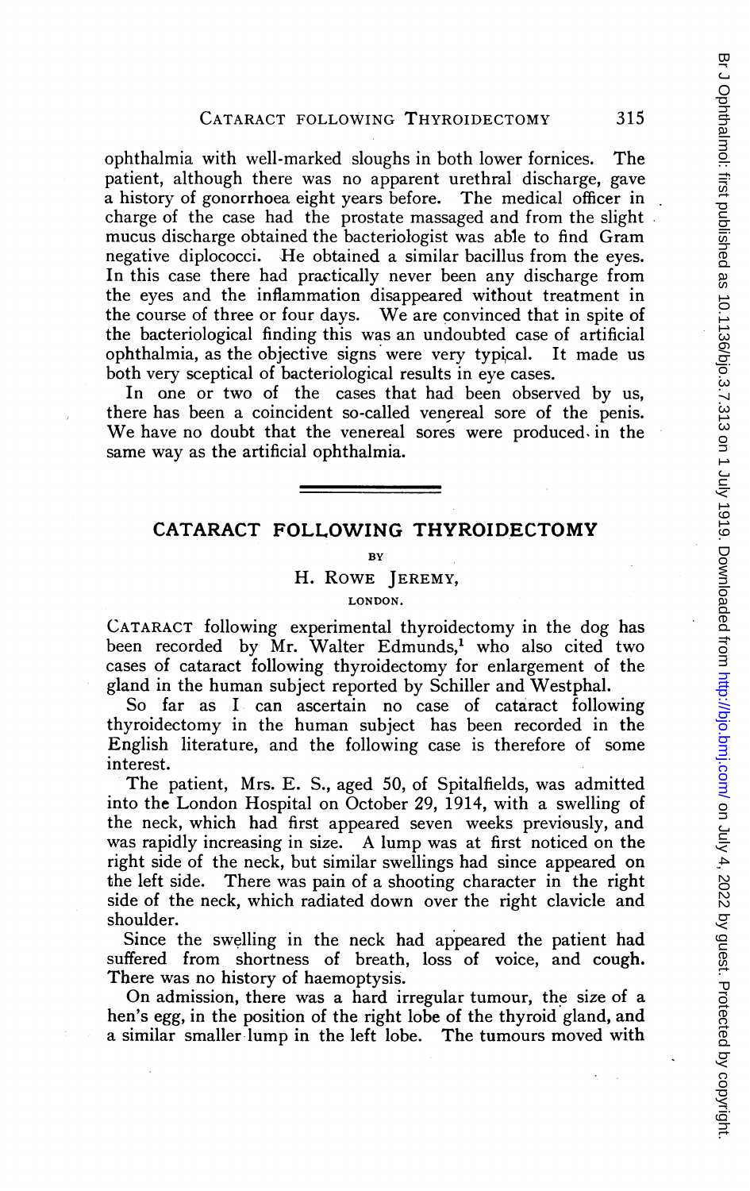ophthalmia with well-marked sloughs in both lower fornices. The patient, although there was no apparent urethral discharge, gave a history of gonorrhoea eight years before. The medical officer in charge of the case had the prostate massaged and from the slight mucus discharge obtained the bacteriologist was able to find Gram negative diplococci. He obtained a similar bacillus from the eyes. In this case there had practically never been any discharge from the eyes and the inflammation disappeared without treatment in the course of three or four days. We are convinced that in spite of the bacteriological finding this was an undoubted case of artificial ophthalmia, as the objective signs were very typical. It made us both very sceptical of bacteriological results in eye cases.

In one or two of the cases that had been observed by us, there has been a coincident so-called venereal sore of the penis. We have no doubt that the venereal sores were produced in the same way as the artificial ophthalmia.

---

# CATARACT FOLLOWING THYROIDECTOMY

BY

H. Rowe Jeremy,

LONDON.

Cataract following experimental thyroidectomy in the dog has been recorded by Mr. Walter Edmunds,[1] who also cited two cases of cataract following thyroidectomy for enlargement of the gland in the human subject reported by Schiller and Westphal.

So far as I can ascertain no case of cataract following thyroidectomy in the human subject has been recorded in the English literature, and the following case is therefore of some interest.

The patient, Mrs. E. S., aged 50, of Spitalfields, was admitted into the London Hospital on October 29, 1914, with a swelling of the neck, which had first appeared seven weeks previously, and was rapidly increasing in size. A lump was at first noticed on the right side of the neck, but similar swellings had since appeared on the left side. There was pain of a shooting character in the right side of the neck, which radiated down over the right clavicle and shoulder.

Since the swelling in the neck had appeared the patient had suffered from shortness of breath, loss of voice, and cough. There was no history of haemoptysis.

On admission, there was a hard irregular tumour, the size of a hen's egg, in the position of the right lobe of the thyroid gland, and a similar smaller lump in the left lobe. The tumours moved with